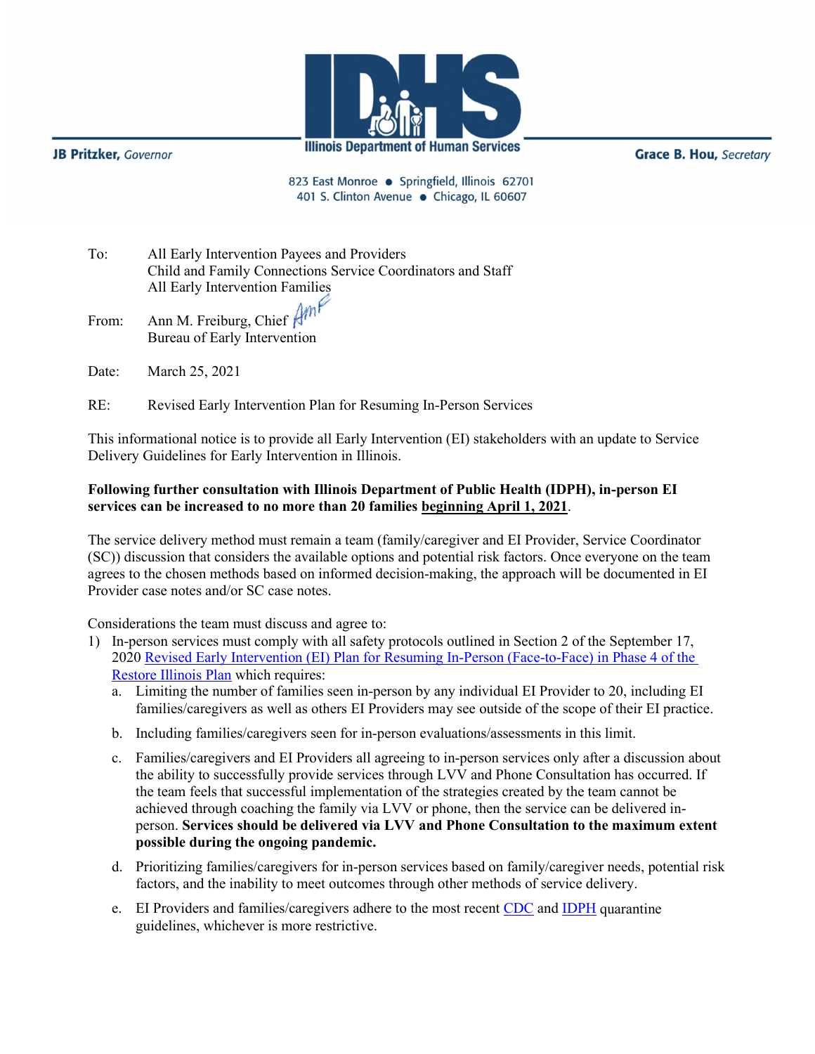JB Pritzker, *Governor*

**Illinois Department of Human Services**

Grace B. Hou, *Secretary*

823 East Monroe • Springfield, Illinois 62701
401 S. Clinton Avenue • Chicago, IL 60607

To: All Early Intervention Payees and Providers
Child and Family Connections Service Coordinators and Staff
All Early Intervention Families

From: Ann M. Freiburg, Chief
Bureau of Early Intervention

Date: March 25, 2021

RE: Revised Early Intervention Plan for Resuming In-Person Services

This informational notice is to provide all Early Intervention (EI) stakeholders with an update to Service Delivery Guidelines for Early Intervention in Illinois.

**Following further consultation with Illinois Department of Public Health (IDPH), in-person EI services can be increased to no more than 20 families beginning April 1, 2021.**

The service delivery method must remain a team (family/caregiver and EI Provider, Service Coordinator (SC)) discussion that considers the available options and potential risk factors. Once everyone on the team agrees to the chosen methods based on informed decision-making, the approach will be documented in EI Provider case notes and/or SC case notes.

Considerations the team must discuss and agree to:

1) In-person services must comply with all safety protocols outlined in Section 2 of the September 17, 2020 Revised Early Intervention (EI) Plan for Resuming In-Person (Face-to-Face) in Phase 4 of the Restore Illinois Plan which requires:
   a. Limiting the number of families seen in-person by any individual EI Provider to 20, including EI families/caregivers as well as others EI Providers may see outside of the scope of their EI practice.
   b. Including families/caregivers seen for in-person evaluations/assessments in this limit.
   c. Families/caregivers and EI Providers all agreeing to in-person services only after a discussion about the ability to successfully provide services through LVV and Phone Consultation has occurred. If the team feels that successful implementation of the strategies created by the team cannot be achieved through coaching the family via LVV or phone, then the service can be delivered in-person. **Services should be delivered via LVV and Phone Consultation to the maximum extent possible during the ongoing pandemic.**
   d. Prioritizing families/caregivers for in-person services based on family/caregiver needs, potential risk factors, and the inability to meet outcomes through other methods of service delivery.
   e. EI Providers and families/caregivers adhere to the most recent CDC and IDPH quarantine guidelines, whichever is more restrictive.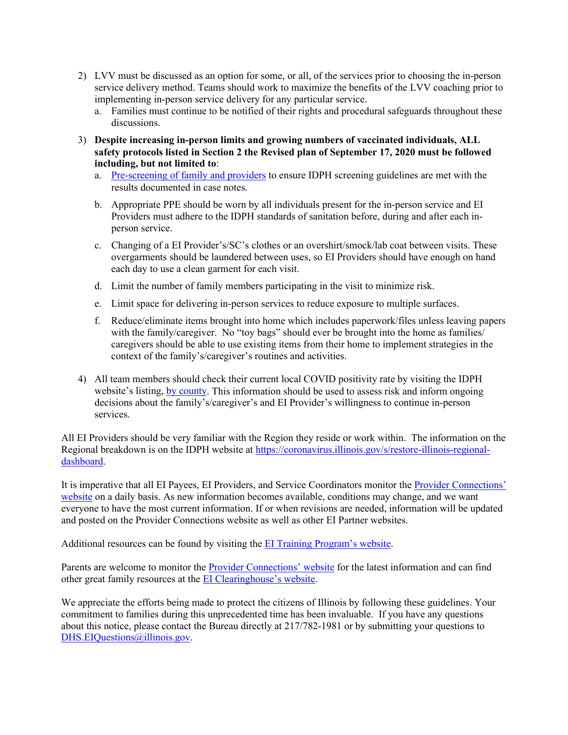2) LVV must be discussed as an option for some, or all, of the services prior to choosing the in-person service delivery method. Teams should work to maximize the benefits of the LVV coaching prior to implementing in-person service delivery for any particular service.
   a. Families must continue to be notified of their rights and procedural safeguards throughout these discussions.

3) **Despite increasing in-person limits and growing numbers of vaccinated individuals, ALL safety protocols listed in Section 2 the Revised plan of September 17, 2020 must be followed including, but not limited to**:
   a. [Pre-screening of family and providers](#) to ensure IDPH screening guidelines are met with the results documented in case notes.
   b. Appropriate PPE should be worn by all individuals present for the in-person service and EI Providers must adhere to the IDPH standards of sanitation before, during and after each in-person service.
   c. Changing of a EI Provider's/SC's clothes or an overshirt/smock/lab coat between visits. These overgarments should be laundered between uses, so EI Providers should have enough on hand each day to use a clean garment for each visit.
   d. Limit the number of family members participating in the visit to minimize risk.
   e. Limit space for delivering in-person services to reduce exposure to multiple surfaces.
   f. Reduce/eliminate items brought into home which includes paperwork/files unless leaving papers with the family/caregiver. No "toy bags" should ever be brought into the home as families/ caregivers should be able to use existing items from their home to implement strategies in the context of the family's/caregiver's routines and activities.

4) All team members should check their current local COVID positivity rate by visiting the IDPH website's listing, [by county](#). This information should be used to assess risk and inform ongoing decisions about the family's/caregiver's and EI Provider's willingness to continue in-person services.

All EI Providers should be very familiar with the Region they reside or work within. The information on the Regional breakdown is on the IDPH website at https://coronavirus.illinois.gov/s/restore-illinois-regional-dashboard.

It is imperative that all EI Payees, EI Providers, and Service Coordinators monitor the [Provider Connections' website](#) on a daily basis. As new information becomes available, conditions may change, and we want everyone to have the most current information. If or when revisions are needed, information will be updated and posted on the Provider Connections website as well as other EI Partner websites.

Additional resources can be found by visiting the [EI Training Program's website](#).

Parents are welcome to monitor the [Provider Connections' website](#) for the latest information and can find other great family resources at the [EI Clearinghouse's website](#).

We appreciate the efforts being made to protect the citizens of Illinois by following these guidelines. Your commitment to families during this unprecedented time has been invaluable. If you have any questions about this notice, please contact the Bureau directly at 217/782-1981 or by submitting your questions to DHS.EIQuestions@illinois.gov.